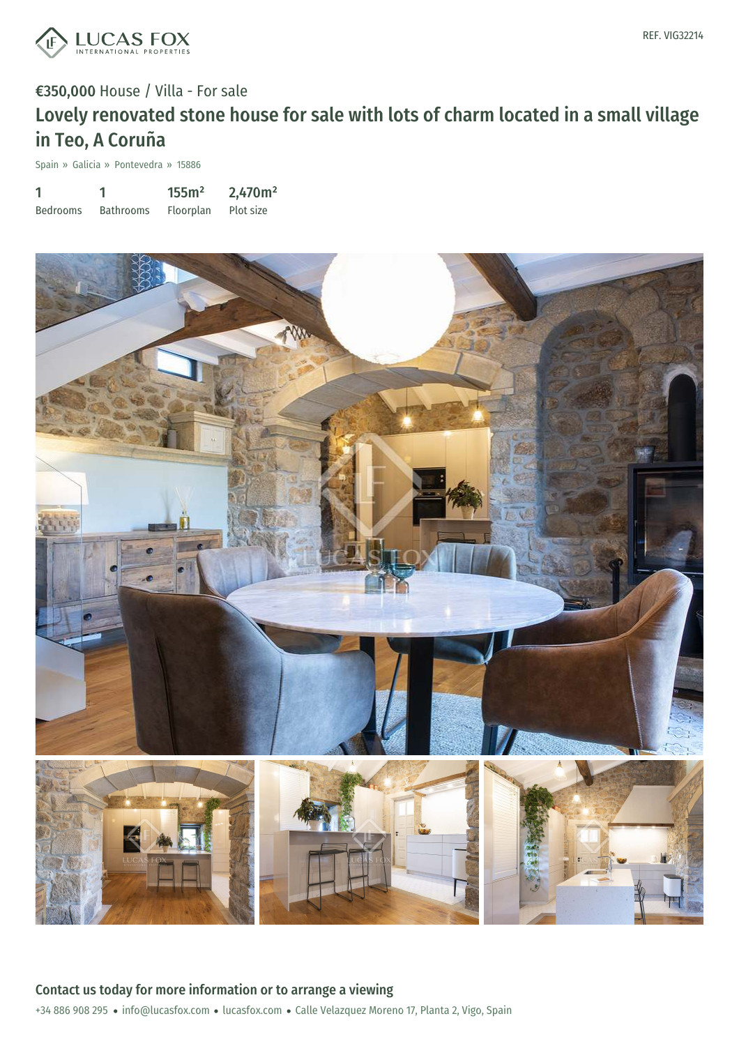REF. VIG32214

€350,000 House / Villa - For sale

# Lovely renovated stone house for sale with lots of charm located in a small village in Teo, A Coruña

Spain » Galicia » Pontevedra » 15886

| 1 | 1 | 155m² | 2,470m² |
|---|---|---|---|
| Bedrooms | Bathrooms | Floorplan | Plot size |

## Contact us today for more information or to arrange a viewing

+34 886 908 295 • info@lucasfox.com • lucasfox.com • Calle Velazquez Moreno 17, Planta 2, Vigo, Spain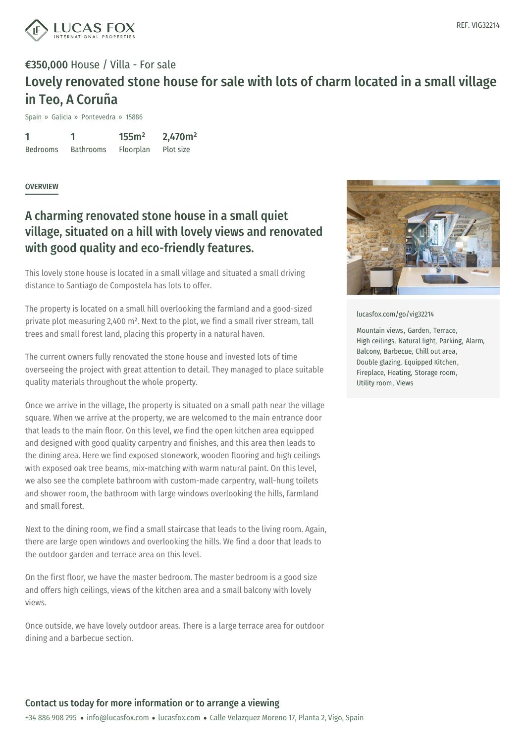REF. VIG32214

€350,000 House / Villa - For sale

# Lovely renovated stone house for sale with lots of charm located in a small village in Teo, A Coruña

Spain » Galicia » Pontevedra » 15886

| 1 | 1 | 155m² | 2,470m² |
|---|---|---|---|
| Bedrooms | Bathrooms | Floorplan | Plot size |

## OVERVIEW

### A charming renovated stone house in a small quiet village, situated on a hill with lovely views and renovated with good quality and eco-friendly features.

This lovely stone house is located in a small village and situated a small driving distance to Santiago de Compostela has lots to offer.

The property is located on a small hill overlooking the farmland and a good-sized private plot measuring 2,400 m². Next to the plot, we find a small river stream, tall trees and small forest land, placing this property in a natural haven.

The current owners fully renovated the stone house and invested lots of time overseeing the project with great attention to detail. They managed to place suitable quality materials throughout the whole property.

Once we arrive in the village, the property is situated on a small path near the village square. When we arrive at the property, we are welcomed to the main entrance door that leads to the main floor. On this level, we find the open kitchen area equipped and designed with good quality carpentry and finishes, and this area then leads to the dining area. Here we find exposed stonework, wooden flooring and high ceilings with exposed oak tree beams, mix-matching with warm natural paint. On this level, we also see the complete bathroom with custom-made carpentry, wall-hung toilets and shower room, the bathroom with large windows overlooking the hills, farmland and small forest.

Next to the dining room, we find a small staircase that leads to the living room. Again, there are large open windows and overlooking the hills. We find a door that leads to the outdoor garden and terrace area on this level.

On the first floor, we have the master bedroom. The master bedroom is a good size and offers high ceilings, views of the kitchen area and a small balcony with lovely views.

Once outside, we have lovely outdoor areas. There is a large terrace area for outdoor dining and a barbecue section.

lucasfox.com/go/vig32214

Mountain views, Garden, Terrace, High ceilings, Natural light, Parking, Alarm, Balcony, Barbecue, Chill out area, Double glazing, Equipped Kitchen, Fireplace, Heating, Storage room, Utility room, Views

**Contact us today for more information or to arrange a viewing**

+34 886 908 295 • info@lucasfox.com • lucasfox.com • Calle Velazquez Moreno 17, Planta 2, Vigo, Spain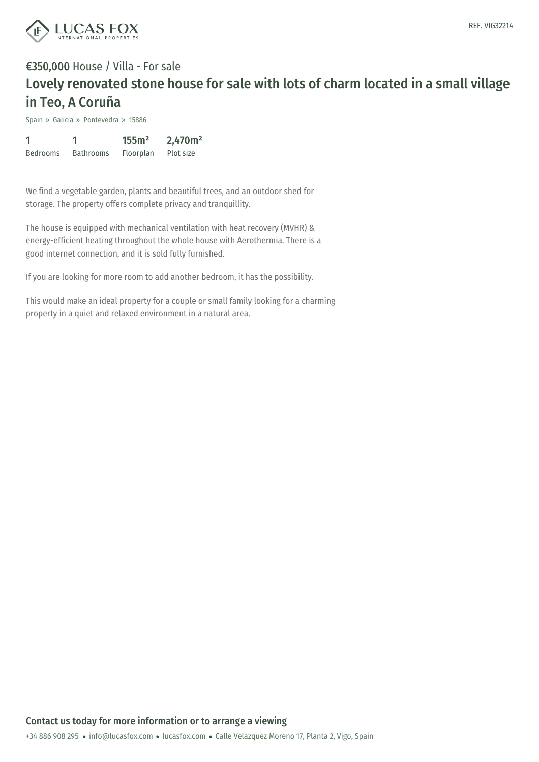**€350,000** House / Villa - For sale

# Lovely renovated stone house for sale with lots of charm located in a small village in Teo, A Coruña

Spain » Galicia » Pontevedra » 15886

| 1 | 1 | 155m² | 2,470m² |
| --- | --- | --- | --- |
| Bedrooms | Bathrooms | Floorplan | Plot size |

We find a vegetable garden, plants and beautiful trees, and an outdoor shed for storage. The property offers complete privacy and tranquillity.

The house is equipped with mechanical ventilation with heat recovery (MVHR) & energy-efficient heating throughout the whole house with Aerothermia. There is a good internet connection, and it is sold fully furnished.

If you are looking for more room to add another bedroom, it has the possibility.

This would make an ideal property for a couple or small family looking for a charming property in a quiet and relaxed environment in a natural area.

## Contact us today for more information or to arrange a viewing

+34 886 908 295 • info@lucasfox.com • lucasfox.com • Calle Velazquez Moreno 17, Planta 2, Vigo, Spain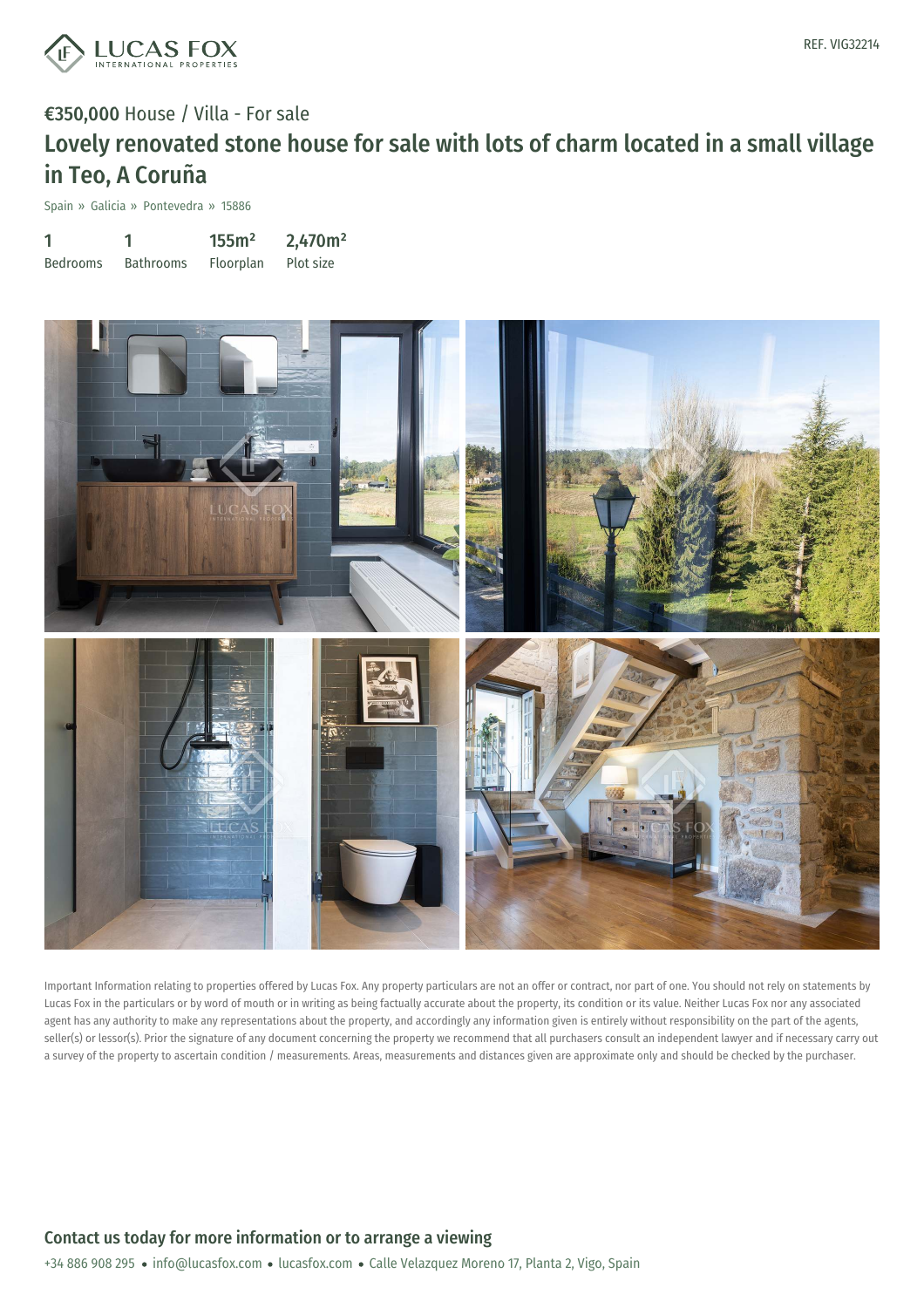REF. VIG32214

€350,000 House / Villa - For sale

# Lovely renovated stone house for sale with lots of charm located in a small village in Teo, A Coruña

Spain » Galicia » Pontevedra » 15886

| 1 | 1 | 155m² | 2,470m² |
|---|---|---|---|
| Bedrooms | Bathrooms | Floorplan | Plot size |

Important Information relating to properties offered by Lucas Fox. Any property particulars are not an offer or contract, nor part of one. You should not rely on statements by Lucas Fox in the particulars or by word of mouth or in writing as being factually accurate about the property, its condition or its value. Neither Lucas Fox nor any associated agent has any authority to make any representations about the property, and accordingly any information given is entirely without responsibility on the part of the agents, seller(s) or lessor(s). Prior the signature of any document concerning the property we recommend that all purchasers consult an independent lawyer and if necessary carry out a survey of the property to ascertain condition / measurements. Areas, measurements and distances given are approximate only and should be checked by the purchaser.

## Contact us today for more information or to arrange a viewing

+34 886 908 295 • info@lucasfox.com • lucasfox.com • Calle Velazquez Moreno 17, Planta 2, Vigo, Spain